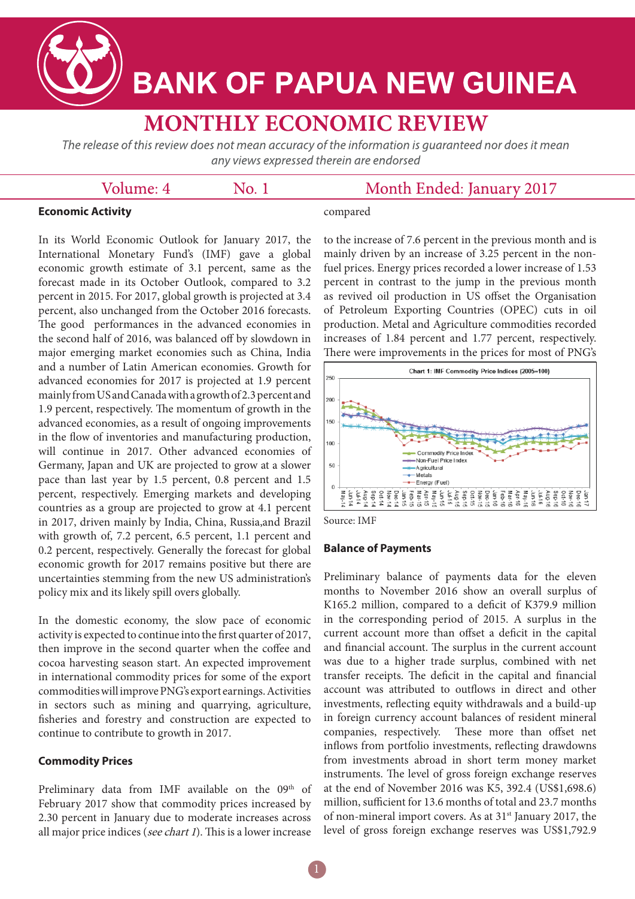# BANK OF PAPUA NEW GUINEA

## MONTHLY ECONOMIC REVIEW

*The release of this review does not mean accuracy of the information is guaranteed nor does it mean any views expressed therein are endorsed*

Volume: 4 No. 1 Month Ended: January 2017

### Economic Activity

In its World Economic Outlook for January 2017, the International Monetary Fund's (IMF) gave a global economic growth estimate of 3.1 percent, same as the forecast made in its October Outlook, compared to 3.2 percent in 2015. For 2017, global growth is projected at 3.4 percent, also unchanged from the October 2016 forecasts. The good performances in the advanced economies in the second half of 2016, was balanced off by slowdown in major emerging market economies such as China, India and a number of Latin American economies. Growth for advanced economies for 2017 is projected at 1.9 percent mainly from US and Canada with a growth of 2.3 percent and 1.9 percent, respectively. The momentum of growth in the advanced economies, as a result of ongoing improvements in the flow of inventories and manufacturing production, will continue in 2017. Other advanced economies of Germany, Japan and UK are projected to grow at a slower pace than last year by 1.5 percent, 0.8 percent and 1.5 percent, respectively. Emerging markets and developing countries as a group are projected to grow at 4.1 percent in 2017, driven mainly by India, China, Russia,and Brazil with growth of, 7.2 percent, 6.5 percent, 1.1 percent and 0.2 percent, respectively. Generally the forecast for global economic growth for 2017 remains positive but there are uncertainties stemming from the new US administration's policy mix and its likely spill overs globally.

In the domestic economy, the slow pace of economic activity is expected to continue into the first quarter of 2017, then improve in the second quarter when the coffee and cocoa harvesting season start. An expected improvement in international commodity prices for some of the export commodities will improve PNG's export earnings. Activities in sectors such as mining and quarrying, agriculture, fisheries and forestry and construction are expected to continue to contribute to growth in 2017.

### Commodity Prices

Preliminary data from IMF available on the 09th of February 2017 show that commodity prices increased by 2.30 percent in January due to moderate increases across all major price indices (*see chart 1*). This is a lower increase compared to the increase of 7.6 percent in the previous month and is mainly driven by an increase of 3.25 percent in the non-fuel prices. Energy prices recorded a lower increase of 1.53 percent in contrast to the jump in the previous month as revived oil production in US offset the Organisation of Petroleum Exporting Countries (OPEC) cuts in oil production. Metal and Agriculture commodities recorded increases of 1.84 percent and 1.77 percent, respectively. There were improvements in the prices for most of PNG's

Chart 1: IMF Commodity Price Indices (2005=100)

Source: IMF

### Balance of Payments

Preliminary balance of payments data for the eleven months to November 2016 show an overall surplus of K165.2 million, compared to a deficit of K379.9 million in the corresponding period of 2015. A surplus in the current account more than offset a deficit in the capital and financial account. The surplus in the current account was due to a higher trade surplus, combined with net transfer receipts. The deficit in the capital and financial account was attributed to outflows in direct and other investments, reflecting equity withdrawals and a build-up in foreign currency account balances of resident mineral companies, respectively. These more than offset net inflows from portfolio investments, reflecting drawdowns from investments abroad in short term money market instruments. The level of gross foreign exchange reserves at the end of November 2016 was K5, 392.4 (US$1,698.6) million, sufficient for 13.6 months of total and 23.7 months of non-mineral import covers. As at 31st January 2017, the level of gross foreign exchange reserves was US$1,792.9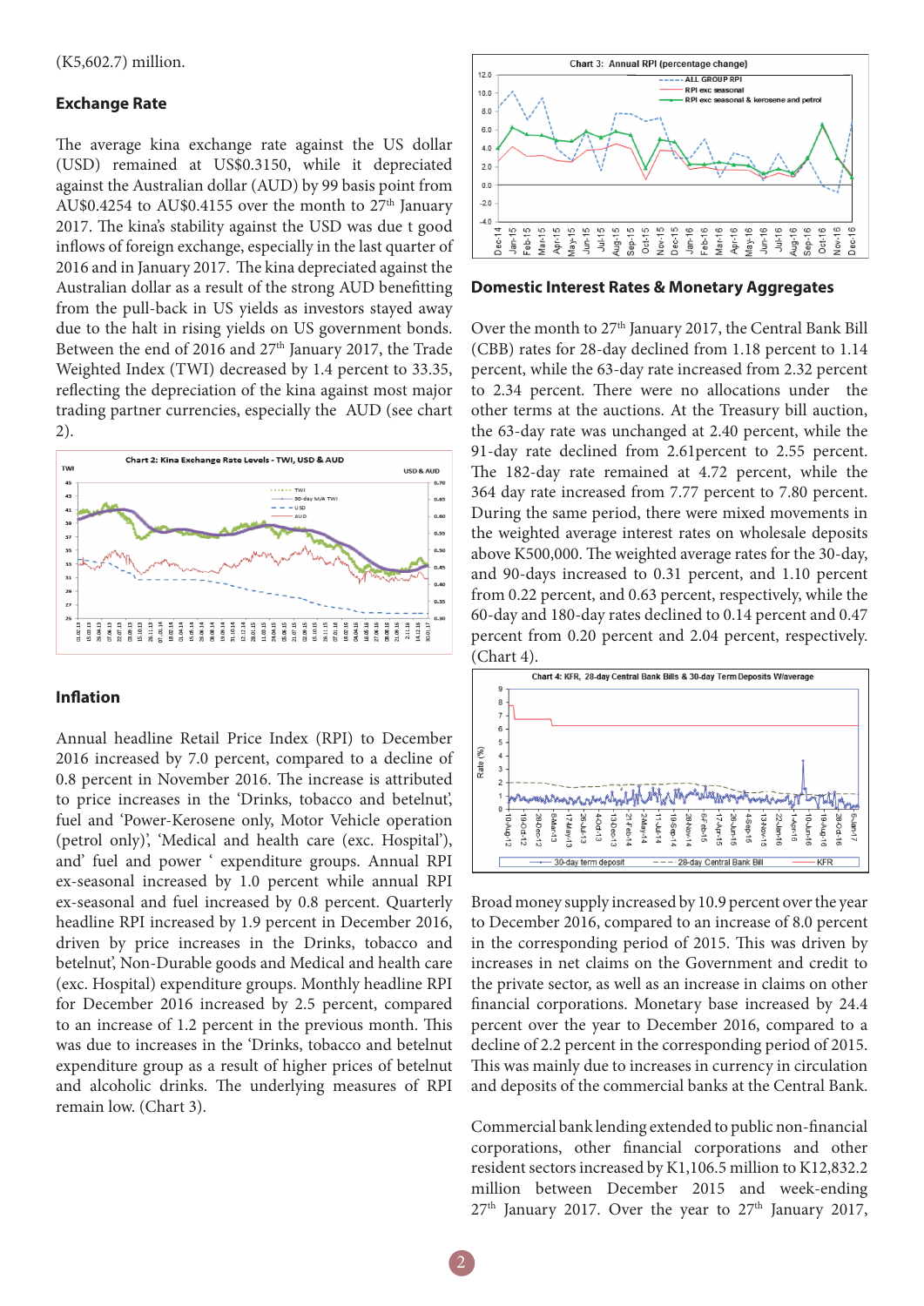(K5,602.7) million.

## Exchange Rate

The average kina exchange rate against the US dollar (USD) remained at US$0.3150, while it depreciated against the Australian dollar (AUD) by 99 basis point from AU$0.4254 to AU$0.4155 over the month to 27th January 2017. The kina's stability against the USD was due t good inflows of foreign exchange, especially in the last quarter of 2016 and in January 2017. The kina depreciated against the Australian dollar as a result of the strong AUD benefitting from the pull-back in US yields as investors stayed away due to the halt in rising yields on US government bonds. Between the end of 2016 and 27th January 2017, the Trade Weighted Index (TWI) decreased by 1.4 percent to 33.35, reflecting the depreciation of the kina against most major trading partner currencies, especially the AUD (see chart 2).

Chart 2: Kina Exchange Rate Levels - TWI, USD & AUD

## Inflation

Annual headline Retail Price Index (RPI) to December 2016 increased by 7.0 percent, compared to a decline of 0.8 percent in November 2016. The increase is attributed to price increases in the 'Drinks, tobacco and betelnut', fuel and 'Power-Kerosene only, Motor Vehicle operation (petrol only)', 'Medical and health care (exc. Hospital'), and' fuel and power ' expenditure groups. Annual RPI ex-seasonal increased by 1.0 percent while annual RPI ex-seasonal and fuel increased by 0.8 percent. Quarterly headline RPI increased by 1.9 percent in December 2016, driven by price increases in the Drinks, tobacco and betelnut', Non-Durable goods and Medical and health care (exc. Hospital) expenditure groups. Monthly headline RPI for December 2016 increased by 2.5 percent, compared to an increase of 1.2 percent in the previous month. This was due to increases in the 'Drinks, tobacco and betelnut expenditure group as a result of higher prices of betelnut and alcoholic drinks. The underlying measures of RPI remain low. (Chart 3).

Chart 3: Annual RPI (percentage change)

## Domestic Interest Rates & Monetary Aggregates

Over the month to 27th January 2017, the Central Bank Bill (CBB) rates for 28-day declined from 1.18 percent to 1.14 percent, while the 63-day rate increased from 2.32 percent to 2.34 percent. There were no allocations under the other terms at the auctions. At the Treasury bill auction, the 63-day rate was unchanged at 2.40 percent, while the 91-day rate declined from 2.61percent to 2.55 percent. The 182-day rate remained at 4.72 percent, while the 364 day rate increased from 7.77 percent to 7.80 percent. During the same period, there were mixed movements in the weighted average interest rates on wholesale deposits above K500,000. The weighted average rates for the 30-day, and 90-days increased to 0.31 percent, and 1.10 percent from 0.22 percent, and 0.63 percent, respectively, while the 60-day and 180-day rates declined to 0.14 percent and 0.47 percent from 0.20 percent and 2.04 percent, respectively. (Chart 4).

Chart 4: KFR, 28-day Central Bank Bills & 30-day Term Deposits W/average

Broad money supply increased by 10.9 percent over the year to December 2016, compared to an increase of 8.0 percent in the corresponding period of 2015. This was driven by increases in net claims on the Government and credit to the private sector, as well as an increase in claims on other financial corporations. Monetary base increased by 24.4 percent over the year to December 2016, compared to a decline of 2.2 percent in the corresponding period of 2015. This was mainly due to increases in currency in circulation and deposits of the commercial banks at the Central Bank.

Commercial bank lending extended to public non-financial corporations, other financial corporations and other resident sectors increased by K1,106.5 million to K12,832.2 million between December 2015 and week-ending 27th January 2017. Over the year to 27th January 2017,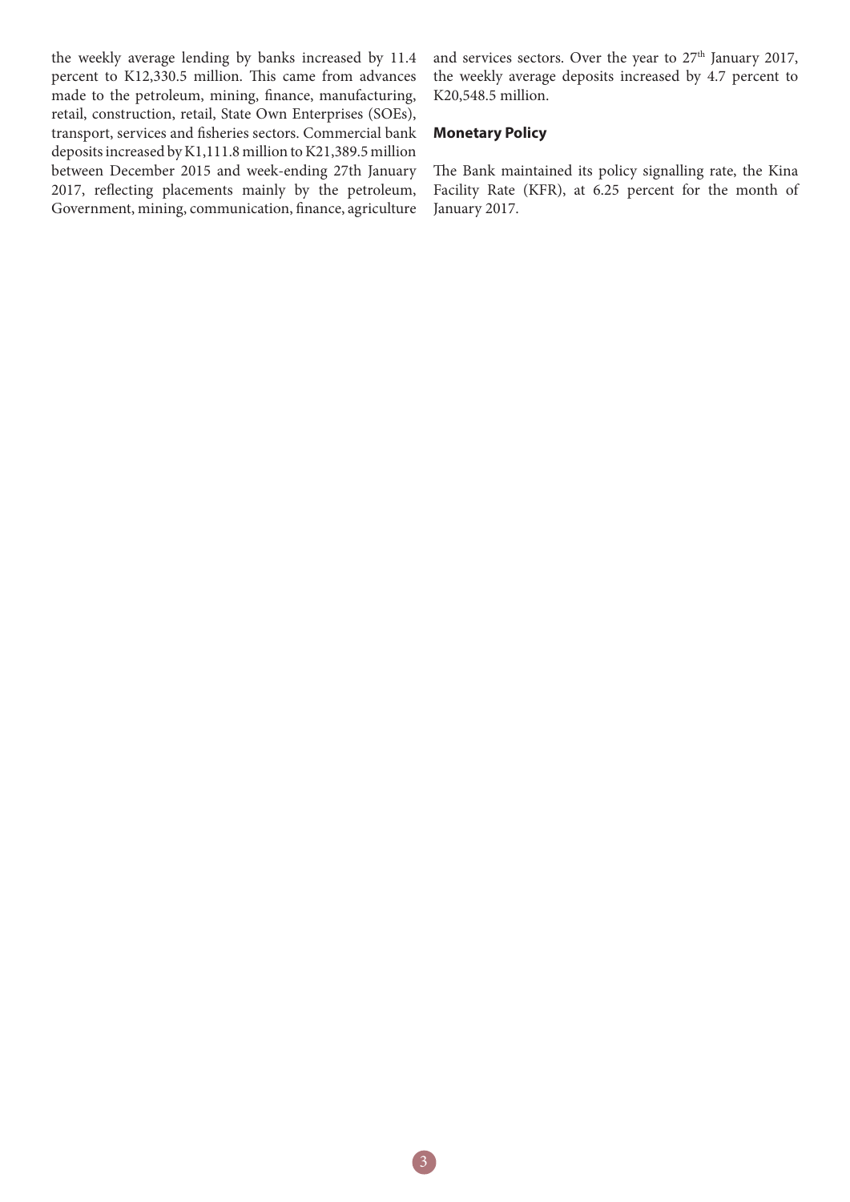the weekly average lending by banks increased by 11.4 percent to K12,330.5 million. This came from advances made to the petroleum, mining, finance, manufacturing, retail, construction, retail, State Own Enterprises (SOEs), transport, services and fisheries sectors. Commercial bank deposits increased by K1,111.8 million to K21,389.5 million between December 2015 and week-ending 27th January 2017, reflecting placements mainly by the petroleum, Government, mining, communication, finance, agriculture and services sectors. Over the year to 27th January 2017, the weekly average deposits increased by 4.7 percent to K20,548.5 million.

**Monetary Policy**

The Bank maintained its policy signalling rate, the Kina Facility Rate (KFR), at 6.25 percent for the month of January 2017.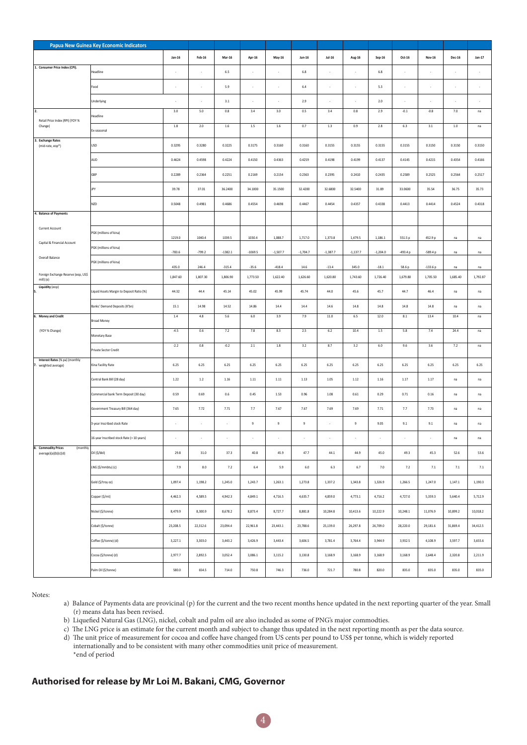| Papua New Guinea Key Economic Indicators | | | | | | | | | | | | | | |
|---|---|---|---|---|---|---|---|---|---|---|---|---|---|---|
| | | Jan-16 | Feb-16 | Mar-16 | Apr-16 | May-16 | Jun-16 | Jul-16 | Aug-16 | Sep-16 | Oct-16 | Nov-16 | Dec-16 | Jan-17 |
| 1. Consumer Price Index (CPI). | Headline | - | - | 6.5 | - | - | 6.8 | - | - | 6.8 | - | - | - | - |
| | Food | - | - | 5.9 | - | - | 6.4 | - | - | 5.3 | - | - | - | - |
| | Underlying | - | - | 3.1 | - | - | 2.9 | - | - | 2.0 | - | - | - | - |
| 2. Retail Price Index (RPI) (YOY % Change) | Headline | 3.0 | 5.0 | 0.8 | 3.4 | 3.0 | 0.5 | 3.4 | 0.8 | 2.9 | -0.1 | -0.8 | 7.0 | na |
| | Ex-seasonal | 1.8 | 2.0 | 1.6 | 1.5 | 1.6 | 0.7 | 1.3 | 0.9 | 2.8 | 6.3 | 3.1 | 1.0 | na |
| 3. Exchange Rates (mid-rate, eop*) | USD | 0.3295 | 0.3280 | 0.3225 | 0.3175 | 0.3160 | 0.3160 | 0.3155 | 0.3155 | 0.3155 | 0.3155 | 0.3150 | 0.3150 | 0.3150 |
| | AUD | 0.4624 | 0.4598 | 0.4224 | 0.4150 | 0.4363 | 0.4259 | 0.4198 | 0.4199 | 0.4137 | 0.4145 | 0.4215 | 0.4354 | 0.4166 |
| | GBP | 0.2289 | 0.2364 | 0.2251 | 0.2169 | 0.2154 | 0.2363 | 0.2395 | 0.2410 | 0.2435 | 0.2589 | 0.2525 | 0.2564 | 0.2517 |
| | JPY | 39.78 | 37.01 | 36.2400 | 34.1000 | 35.1500 | 32.4200 | 32.6800 | 32.5400 | 31.89 | 33.0600 | 35.54 | 36.75 | 35.73 |
| | NZD | 0.5048 | 0.4981 | 0.4686 | 0.4554 | 0.4698 | 0.4467 | 0.4454 | 0.4357 | 0.4338 | 0.4413 | 0.4414 | 0.4524 | 0.4318 |
| 4. Balance of Payments | | | | | | | | | | | | | | |
| Current Account | PGK (millions of kina) | 1219.0 | 1040.4 | 1039.5 | 1030.4 | 1,088.7 | 1,717.0 | 1,373.8 | 1,479.5 | 1,186.1 | 551.5 p | 452.9 p | na | na |
| Capital & Financial Account | PGK (millions of kina) | -783.6 | -799.2 | -1382.1 | -1069.5 | -1,507.7 | -1,704.7 | -1,387.7 | -1,137.7 | -1,204.0 | -493.4 p | -589.4 p | na | na |
| Overall Balance | PGK (millions of kina) | 435.0 | 246.4 | -315.4 | -35.6 | -418.4 | 14.6 | -13.4 | 345.0 | -18.1 | 58.6 p | -133.6 p | na | na |
| Foreign Exchange Reserve (eop, US$ mill) (e) | | 1,847.60 | 1,807.30 | 1,806.90 | 1,773.50 | 1,622.40 | 1,626.60 | 1,620.80 | 1,743.60 | 1,726.40 | 1,679.80 | 1,705.50 | 1,685.40 | 1,792.87 |
| 5. Liquidity (eop) | Liquid Assets Margin to Deposit Ratio (%) | 44.32 | 44.4 | 45.14 | 45.02 | 45.99 | 45.74 | 44.0 | 45.6 | 45.7 | 44.7 | 46.4 | na | na |
| | Banks' Demand Deposits (K'bn) | 15.1 | 14.98 | 14.52 | 14.86 | 14.4 | 14.4 | 14.6 | 14.8 | 14.8 | 14.8 | 14.8 | na | na |
| 6. Money and Credit (YOY % Change) | Broad Money | 1.4 | 4.8 | 5.6 | 6.0 | 3.9 | 7.9 | 11.0 | 6.5 | 12.0 | 8.1 | 13.4 | 10.4 | na |
| | Monetary Base | -4.5 | 0.6 | 7.2 | 7.8 | 8.3 | 2.5 | 6.2 | 10.4 | 1.5 | 5.8 | 7.4 | 24.4 | na |
| | Private Sector Credit | -2.2 | 0.8 | -0.2 | 2.1 | 1.8 | 3.2 | 8.7 | 3.2 | 6.0 | 9.6 | 3.6 | 7.2 | na |
| 7. Interest Rates (% pa) (monthly weighted average) | Kina Facility Rate | 6.25 | 6.25 | 6.25 | 6.25 | 6.25 | 6.25 | 6.25 | 6.25 | 6.25 | 6.25 | 6.25 | 6.25 | 6.25 |
| | Central Bank Bill (28 day) | 1.22 | 1.2 | 1.16 | 1.11 | 1.11 | 1.13 | 1.05 | 1.12 | 1.16 | 1.17 | 1.17 | na | na |
| | Commercial bank Term Deposit (30 day) | 0.59 | 0.69 | 0.6 | 0.45 | 1.53 | 0.96 | 1.08 | 0.61 | 0.29 | 0.71 | 0.16 | na | na |
| | Government Treasury Bill (364 day) | 7.65 | 7.72 | 7.71 | 7.7 | 7.67 | 7.67 | 7.69 | 7.69 | 7.71 | 7.7 | 7.73 | na | na |
| | 3-year Inscribed stock Rate | - | - | - | 9 | 9 | 9 | - | 9 | 9.05 | 9.1 | 9.1 | na | na |
| | 16-year Inscribed stock Rate (> 10 years) | - | - | - | - | - | - | - | - | - | - | - | na | na |
| 8. Commodity Prices (monthly average)(a)(b)(c)(d) | Oil ($/bbl) | 29.8 | 31.0 | 37.3 | 40.8 | 45.9 | 47.7 | 44.1 | 44.9 | 45.0 | 49.3 | 45.3 | 52.6 | 53.6 |
| | LNG ($/mmbtu) (c) | 7.9 | 8.0 | 7.2 | 6.4 | 5.9 | 6.0 | 6.3 | 6.7 | 7.0 | 7.2 | 7.1 | 7.1 | 7.1 |
| | Gold ($/troy oz) | 1,097.4 | 1,198.2 | 1,245.0 | 1,243.7 | 1,263.1 | 1,273.8 | 1,337.2 | 1,343.8 | 1,326.9 | 1,266.5 | 1,247.0 | 1,147.1 | 1,190.3 |
| | Copper ($/mt) | 4,462.3 | 4,589.5 | 4,942.3 | 4,849.1 | 4,716.5 | 4,635.7 | 4,859.0 | 4,773.1 | 4,716.2 | 4,727.0 | 5,359.3 | 5,640.4 | 5,712.9 |
| | Nickel ($/tonne) | 8,479.9 | 8,300.9 | 8,678.2 | 8,873.4 | 8,727.7 | 8,881.8 | 10,284.8 | 10,413.6 | 10,222.9 | 10,248.1 | 11,076.9 | 10,899.2 | 10,018.2 |
| | Cobalt ($/tonne) | 23,208.5 | 22,312.6 | 23,094.4 | 22,961.8 | 23,443.1 | 23,788.6 | 25,139.0 | 26,297.8 | 26,709.0 | 28,220.0 | 29,181.6 | 31,869.4 | 34,412.5 |
| | Coffee ($/tonne) (d) | 3,227.1 | 3,303.0 | 3,443.2 | 3,426.9 | 3,443.4 | 3,606.5 | 3,781.4 | 3,764.4 | 3,944.9 | 3,932.5 | 4,108.9 | 3,597.7 | 3,655.6 |
| | Cocoa ($/tonne) (d) | 2,977.7 | 2,892.5 | 3,052.4 | 3,086.1 | 3,115.2 | 3,130.8 | 3,168.9 | 3,168.9 | 3,168.9 | 3,168.9 | 2,648.4 | 2,320.8 | 2,211.9 |
| | Palm Oil ($/tonne) | 580.0 | 654.5 | 714.0 | 750.8 | 746.3 | 736.0 | 721.7 | 780.8 | 820.0 | 835.0 | 835.0 | 835.0 | 835.0 |

Notes:

a) Balance of Payments data are provicinal (p) for the current and the two recent months hence updated in the next reporting quarter of the year. Small (r) means data has been revised.

b) Liquefied Natural Gas (LNG), nickel, cobalt and palm oil are also included as some of PNG's major commodties.

c) The LNG price is an estimate for the current month and subject to change thus updated in the next reporting month as per the data source.

d) The unit price of measurement for cocoa and coffee have changed from US cents per pound to US$ per tonne, which is widely reported internationally and to be consistent with many other commodities unit price of measurement.

*end of period

## Authorised for release by Mr Loi M. Bakani, CMG, Governor